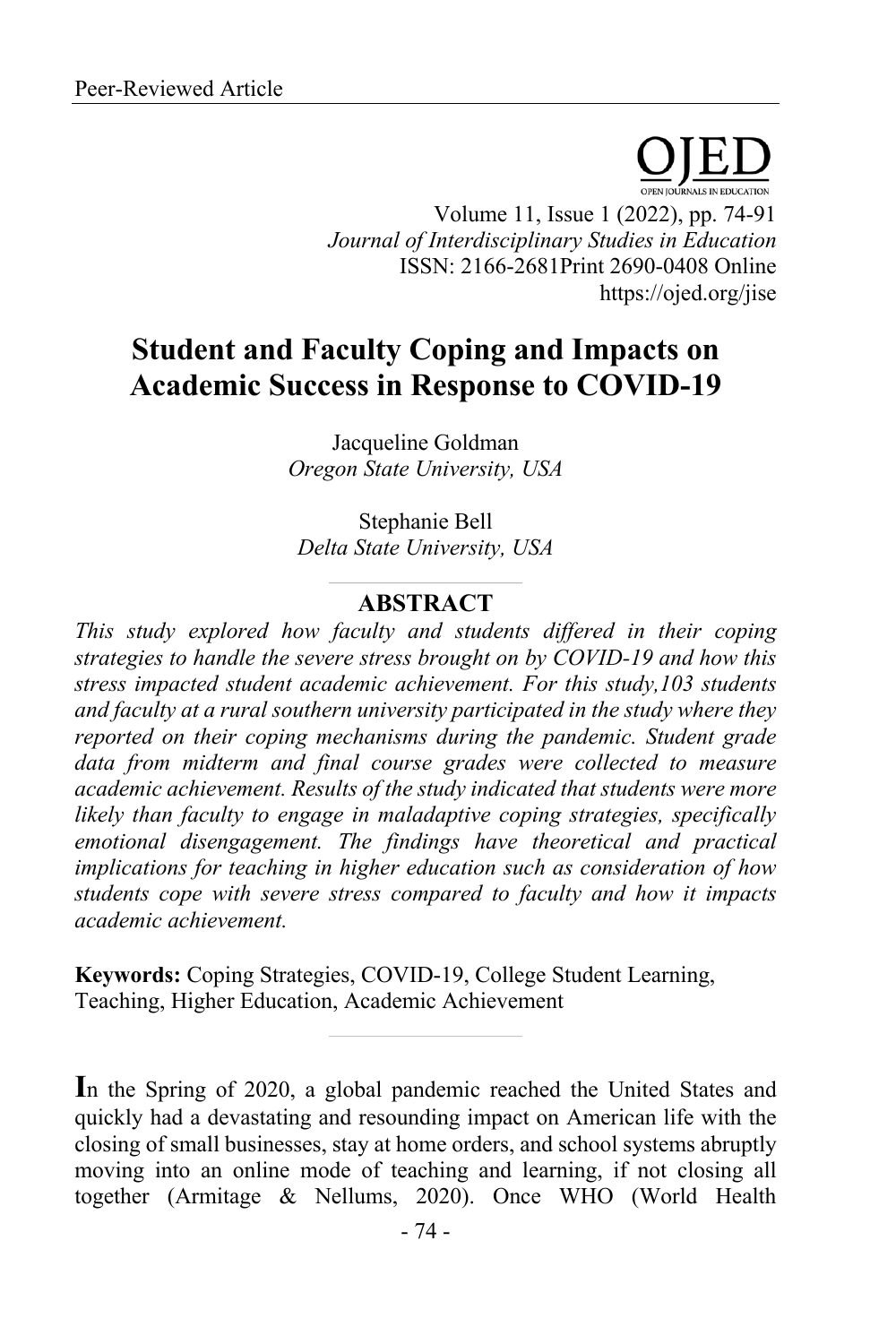Peer-Reviewed Article

# Student and Faculty Coping and Impacts on Academic Success in Response to COVID-19

Jacqueline Goldman
*Oregon State University, USA*

Stephanie Bell
*Delta State University, USA*

## ABSTRACT

*This study explored how faculty and students differed in their coping strategies to handle the severe stress brought on by COVID-19 and how this stress impacted student academic achievement. For this study,103 students and faculty at a rural southern university participated in the study where they reported on their coping mechanisms during the pandemic. Student grade data from midterm and final course grades were collected to measure academic achievement. Results of the study indicated that students were more likely than faculty to engage in maladaptive coping strategies, specifically emotional disengagement. The findings have theoretical and practical implications for teaching in higher education such as consideration of how students cope with severe stress compared to faculty and how it impacts academic achievement.*

**Keywords:** Coping Strategies, COVID-19, College Student Learning, Teaching, Higher Education, Academic Achievement

In the Spring of 2020, a global pandemic reached the United States and quickly had a devastating and resounding impact on American life with the closing of small businesses, stay at home orders, and school systems abruptly moving into an online mode of teaching and learning, if not closing all together (Armitage & Nellums, 2020). Once WHO (World Health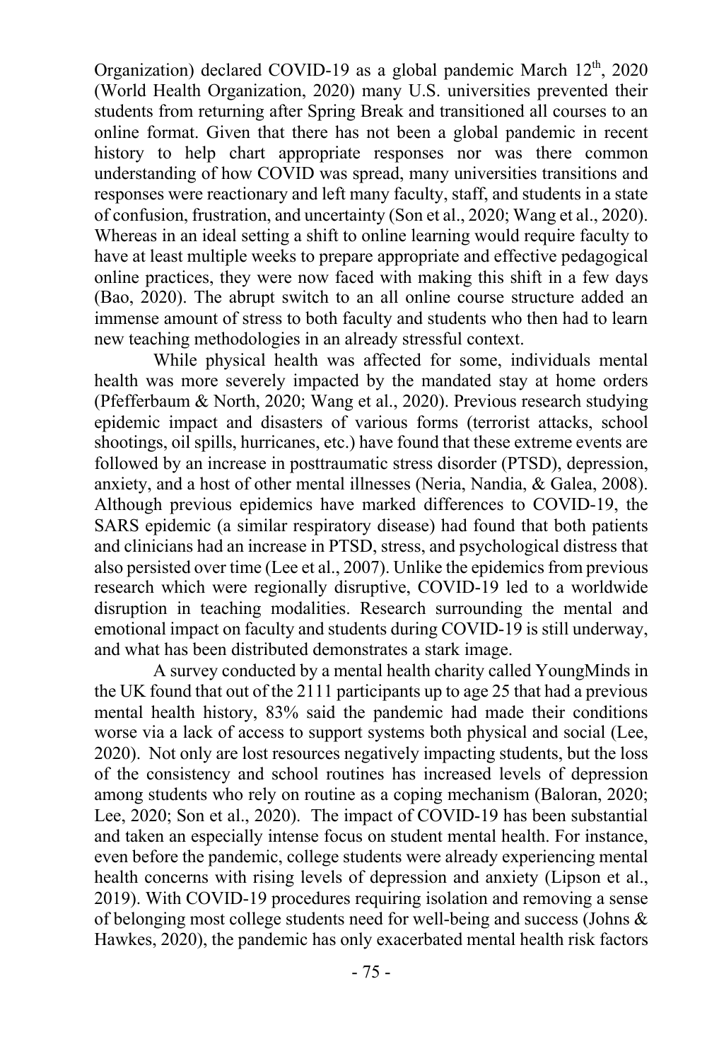Organization) declared COVID-19 as a global pandemic March 12th, 2020 (World Health Organization, 2020) many U.S. universities prevented their students from returning after Spring Break and transitioned all courses to an online format. Given that there has not been a global pandemic in recent history to help chart appropriate responses nor was there common understanding of how COVID was spread, many universities transitions and responses were reactionary and left many faculty, staff, and students in a state of confusion, frustration, and uncertainty (Son et al., 2020; Wang et al., 2020). Whereas in an ideal setting a shift to online learning would require faculty to have at least multiple weeks to prepare appropriate and effective pedagogical online practices, they were now faced with making this shift in a few days (Bao, 2020). The abrupt switch to an all online course structure added an immense amount of stress to both faculty and students who then had to learn new teaching methodologies in an already stressful context.

While physical health was affected for some, individuals mental health was more severely impacted by the mandated stay at home orders (Pfefferbaum & North, 2020; Wang et al., 2020). Previous research studying epidemic impact and disasters of various forms (terrorist attacks, school shootings, oil spills, hurricanes, etc.) have found that these extreme events are followed by an increase in posttraumatic stress disorder (PTSD), depression, anxiety, and a host of other mental illnesses (Neria, Nandia, & Galea, 2008). Although previous epidemics have marked differences to COVID-19, the SARS epidemic (a similar respiratory disease) had found that both patients and clinicians had an increase in PTSD, stress, and psychological distress that also persisted over time (Lee et al., 2007). Unlike the epidemics from previous research which were regionally disruptive, COVID-19 led to a worldwide disruption in teaching modalities. Research surrounding the mental and emotional impact on faculty and students during COVID-19 is still underway, and what has been distributed demonstrates a stark image.

A survey conducted by a mental health charity called YoungMinds in the UK found that out of the 2111 participants up to age 25 that had a previous mental health history, 83% said the pandemic had made their conditions worse via a lack of access to support systems both physical and social (Lee, 2020). Not only are lost resources negatively impacting students, but the loss of the consistency and school routines has increased levels of depression among students who rely on routine as a coping mechanism (Baloran, 2020; Lee, 2020; Son et al., 2020). The impact of COVID-19 has been substantial and taken an especially intense focus on student mental health. For instance, even before the pandemic, college students were already experiencing mental health concerns with rising levels of depression and anxiety (Lipson et al., 2019). With COVID-19 procedures requiring isolation and removing a sense of belonging most college students need for well-being and success (Johns & Hawkes, 2020), the pandemic has only exacerbated mental health risk factors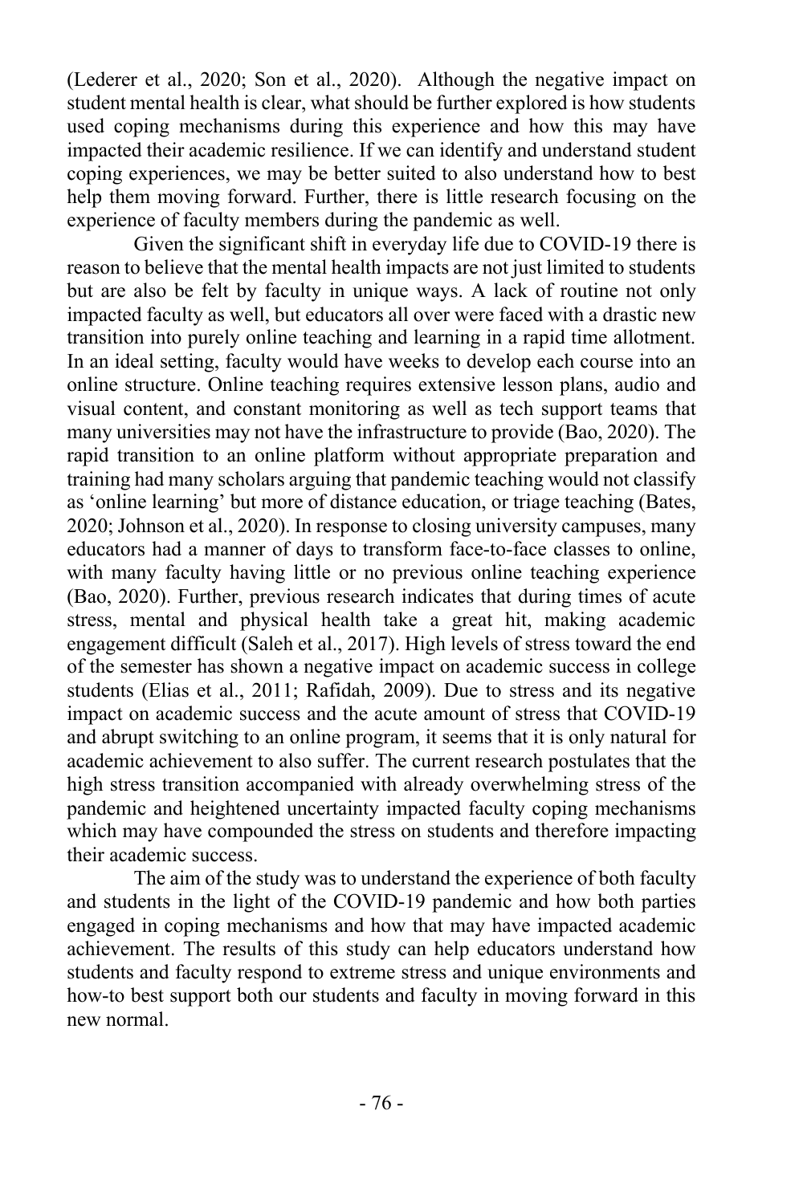(Lederer et al., 2020; Son et al., 2020). Although the negative impact on student mental health is clear, what should be further explored is how students used coping mechanisms during this experience and how this may have impacted their academic resilience. If we can identify and understand student coping experiences, we may be better suited to also understand how to best help them moving forward. Further, there is little research focusing on the experience of faculty members during the pandemic as well.

Given the significant shift in everyday life due to COVID-19 there is reason to believe that the mental health impacts are not just limited to students but are also be felt by faculty in unique ways. A lack of routine not only impacted faculty as well, but educators all over were faced with a drastic new transition into purely online teaching and learning in a rapid time allotment. In an ideal setting, faculty would have weeks to develop each course into an online structure. Online teaching requires extensive lesson plans, audio and visual content, and constant monitoring as well as tech support teams that many universities may not have the infrastructure to provide (Bao, 2020). The rapid transition to an online platform without appropriate preparation and training had many scholars arguing that pandemic teaching would not classify as 'online learning' but more of distance education, or triage teaching (Bates, 2020; Johnson et al., 2020). In response to closing university campuses, many educators had a manner of days to transform face-to-face classes to online, with many faculty having little or no previous online teaching experience (Bao, 2020). Further, previous research indicates that during times of acute stress, mental and physical health take a great hit, making academic engagement difficult (Saleh et al., 2017). High levels of stress toward the end of the semester has shown a negative impact on academic success in college students (Elias et al., 2011; Rafidah, 2009). Due to stress and its negative impact on academic success and the acute amount of stress that COVID-19 and abrupt switching to an online program, it seems that it is only natural for academic achievement to also suffer. The current research postulates that the high stress transition accompanied with already overwhelming stress of the pandemic and heightened uncertainty impacted faculty coping mechanisms which may have compounded the stress on students and therefore impacting their academic success.

The aim of the study was to understand the experience of both faculty and students in the light of the COVID-19 pandemic and how both parties engaged in coping mechanisms and how that may have impacted academic achievement. The results of this study can help educators understand how students and faculty respond to extreme stress and unique environments and how-to best support both our students and faculty in moving forward in this new normal.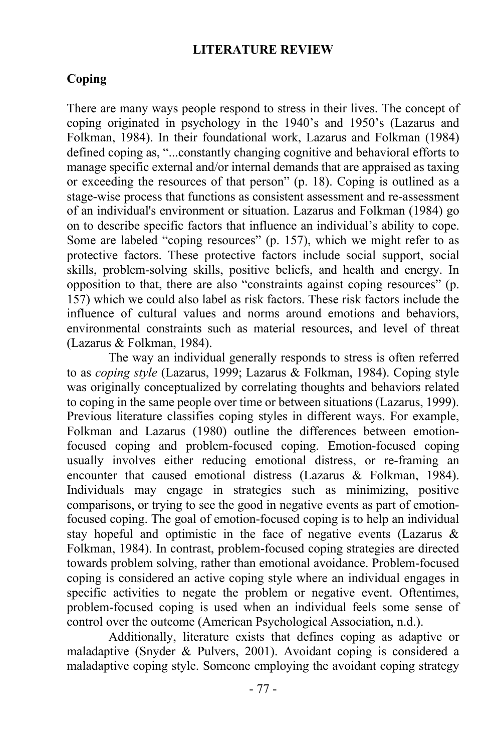# LITERATURE REVIEW

## Coping

There are many ways people respond to stress in their lives. The concept of coping originated in psychology in the 1940's and 1950's (Lazarus and Folkman, 1984). In their foundational work, Lazarus and Folkman (1984) defined coping as, "...constantly changing cognitive and behavioral efforts to manage specific external and/or internal demands that are appraised as taxing or exceeding the resources of that person" (p. 18). Coping is outlined as a stage-wise process that functions as consistent assessment and re-assessment of an individual's environment or situation. Lazarus and Folkman (1984) go on to describe specific factors that influence an individual's ability to cope. Some are labeled "coping resources" (p. 157), which we might refer to as protective factors. These protective factors include social support, social skills, problem-solving skills, positive beliefs, and health and energy. In opposition to that, there are also "constraints against coping resources" (p. 157) which we could also label as risk factors. These risk factors include the influence of cultural values and norms around emotions and behaviors, environmental constraints such as material resources, and level of threat (Lazarus & Folkman, 1984).

The way an individual generally responds to stress is often referred to as *coping style* (Lazarus, 1999; Lazarus & Folkman, 1984). Coping style was originally conceptualized by correlating thoughts and behaviors related to coping in the same people over time or between situations (Lazarus, 1999). Previous literature classifies coping styles in different ways. For example, Folkman and Lazarus (1980) outline the differences between emotion-focused coping and problem-focused coping. Emotion-focused coping usually involves either reducing emotional distress, or re-framing an encounter that caused emotional distress (Lazarus & Folkman, 1984). Individuals may engage in strategies such as minimizing, positive comparisons, or trying to see the good in negative events as part of emotion-focused coping. The goal of emotion-focused coping is to help an individual stay hopeful and optimistic in the face of negative events (Lazarus & Folkman, 1984). In contrast, problem-focused coping strategies are directed towards problem solving, rather than emotional avoidance. Problem-focused coping is considered an active coping style where an individual engages in specific activities to negate the problem or negative event. Oftentimes, problem-focused coping is used when an individual feels some sense of control over the outcome (American Psychological Association, n.d.).

Additionally, literature exists that defines coping as adaptive or maladaptive (Snyder & Pulvers, 2001). Avoidant coping is considered a maladaptive coping style. Someone employing the avoidant coping strategy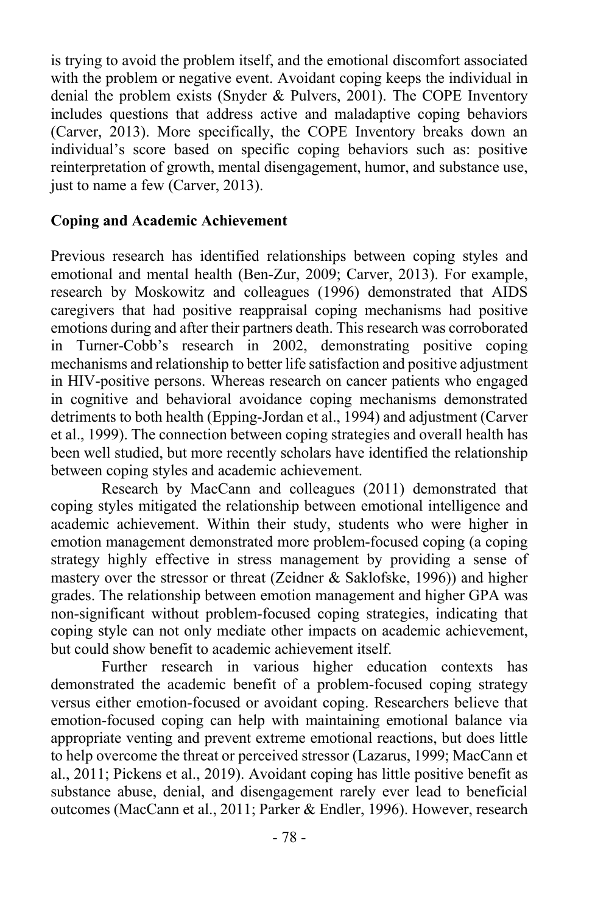is trying to avoid the problem itself, and the emotional discomfort associated with the problem or negative event. Avoidant coping keeps the individual in denial the problem exists (Snyder & Pulvers, 2001). The COPE Inventory includes questions that address active and maladaptive coping behaviors (Carver, 2013). More specifically, the COPE Inventory breaks down an individual's score based on specific coping behaviors such as: positive reinterpretation of growth, mental disengagement, humor, and substance use, just to name a few (Carver, 2013).

**Coping and Academic Achievement**

Previous research has identified relationships between coping styles and emotional and mental health (Ben-Zur, 2009; Carver, 2013). For example, research by Moskowitz and colleagues (1996) demonstrated that AIDS caregivers that had positive reappraisal coping mechanisms had positive emotions during and after their partners death. This research was corroborated in Turner-Cobb's research in 2002, demonstrating positive coping mechanisms and relationship to better life satisfaction and positive adjustment in HIV-positive persons. Whereas research on cancer patients who engaged in cognitive and behavioral avoidance coping mechanisms demonstrated detriments to both health (Epping-Jordan et al., 1994) and adjustment (Carver et al., 1999). The connection between coping strategies and overall health has been well studied, but more recently scholars have identified the relationship between coping styles and academic achievement.

Research by MacCann and colleagues (2011) demonstrated that coping styles mitigated the relationship between emotional intelligence and academic achievement. Within their study, students who were higher in emotion management demonstrated more problem-focused coping (a coping strategy highly effective in stress management by providing a sense of mastery over the stressor or threat (Zeidner & Saklofske, 1996)) and higher grades. The relationship between emotion management and higher GPA was non-significant without problem-focused coping strategies, indicating that coping style can not only mediate other impacts on academic achievement, but could show benefit to academic achievement itself.

Further research in various higher education contexts has demonstrated the academic benefit of a problem-focused coping strategy versus either emotion-focused or avoidant coping. Researchers believe that emotion-focused coping can help with maintaining emotional balance via appropriate venting and prevent extreme emotional reactions, but does little to help overcome the threat or perceived stressor (Lazarus, 1999; MacCann et al., 2011; Pickens et al., 2019). Avoidant coping has little positive benefit as substance abuse, denial, and disengagement rarely ever lead to beneficial outcomes (MacCann et al., 2011; Parker & Endler, 1996). However, research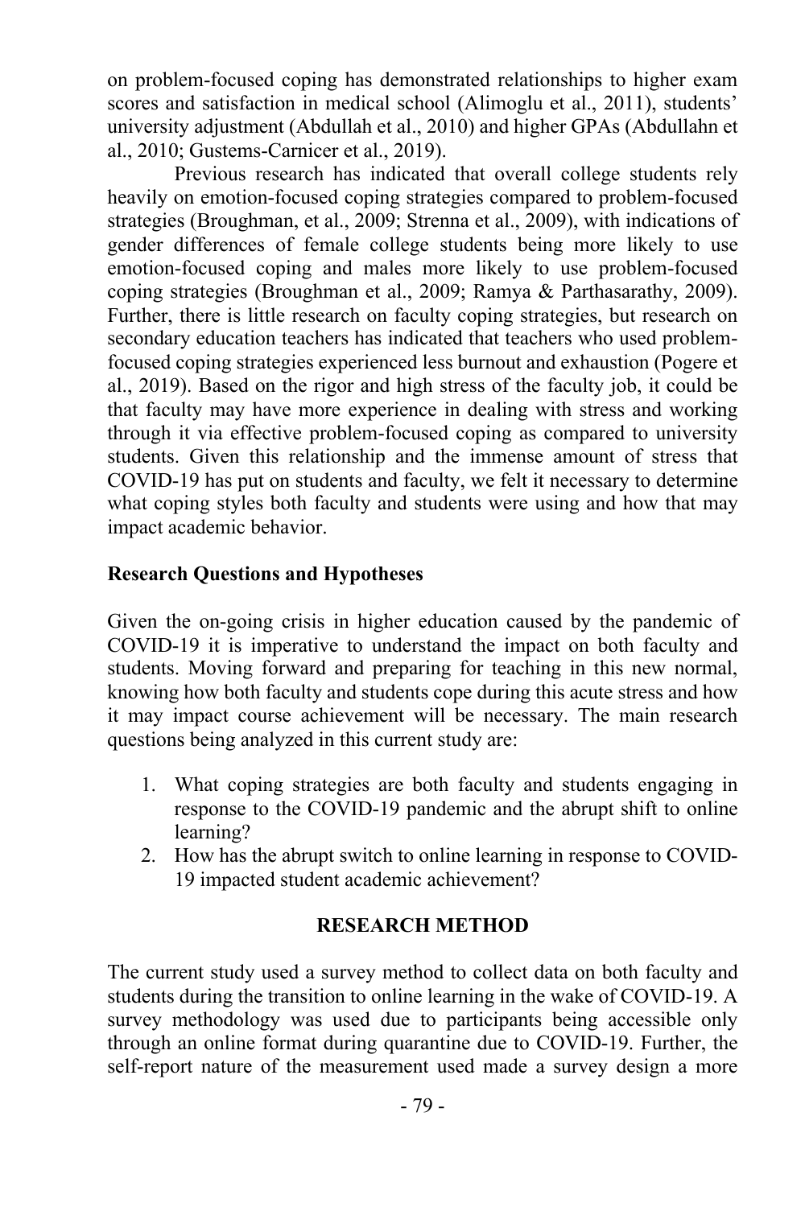on problem-focused coping has demonstrated relationships to higher exam scores and satisfaction in medical school (Alimoglu et al., 2011), students' university adjustment (Abdullah et al., 2010) and higher GPAs (Abdullahn et al., 2010; Gustems-Carnicer et al., 2019).

Previous research has indicated that overall college students rely heavily on emotion-focused coping strategies compared to problem-focused strategies (Broughman, et al., 2009; Strenna et al., 2009), with indications of gender differences of female college students being more likely to use emotion-focused coping and males more likely to use problem-focused coping strategies (Broughman et al., 2009; Ramya & Parthasarathy, 2009). Further, there is little research on faculty coping strategies, but research on secondary education teachers has indicated that teachers who used problem-focused coping strategies experienced less burnout and exhaustion (Pogere et al., 2019). Based on the rigor and high stress of the faculty job, it could be that faculty may have more experience in dealing with stress and working through it via effective problem-focused coping as compared to university students. Given this relationship and the immense amount of stress that COVID-19 has put on students and faculty, we felt it necessary to determine what coping styles both faculty and students were using and how that may impact academic behavior.

### Research Questions and Hypotheses

Given the on-going crisis in higher education caused by the pandemic of COVID-19 it is imperative to understand the impact on both faculty and students. Moving forward and preparing for teaching in this new normal, knowing how both faculty and students cope during this acute stress and how it may impact course achievement will be necessary. The main research questions being analyzed in this current study are:

1. What coping strategies are both faculty and students engaging in response to the COVID-19 pandemic and the abrupt shift to online learning?
2. How has the abrupt switch to online learning in response to COVID-19 impacted student academic achievement?

## RESEARCH METHOD

The current study used a survey method to collect data on both faculty and students during the transition to online learning in the wake of COVID-19. A survey methodology was used due to participants being accessible only through an online format during quarantine due to COVID-19. Further, the self-report nature of the measurement used made a survey design a more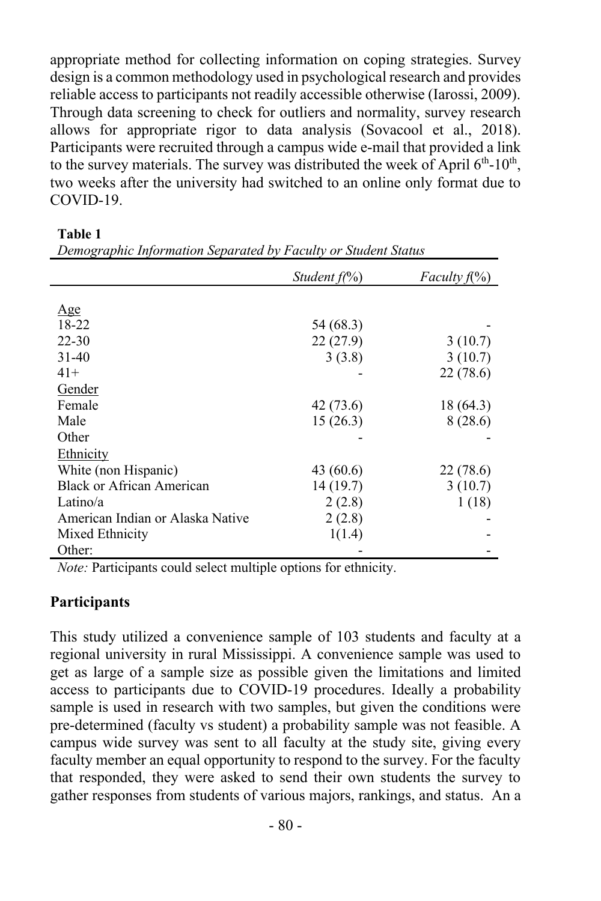appropriate method for collecting information on coping strategies. Survey design is a common methodology used in psychological research and provides reliable access to participants not readily accessible otherwise (Iarossi, 2009). Through data screening to check for outliers and normality, survey research allows for appropriate rigor to data analysis (Sovacool et al., 2018). Participants were recruited through a campus wide e-mail that provided a link to the survey materials. The survey was distributed the week of April 6th-10th, two weeks after the university had switched to an online only format due to COVID-19.

**Table 1**

*Demographic Information Separated by Faculty or Student Status*

| | *Student f(%)* | *Faculty f(%)* |
|---|---|---|
| Age | | |
| 18-22 | 54 (68.3) | - |
| 22-30 | 22 (27.9) | 3 (10.7) |
| 31-40 | 3 (3.8) | 3 (10.7) |
| 41+ | - | 22 (78.6) |
| Gender | | |
| Female | 42 (73.6) | 18 (64.3) |
| Male | 15 (26.3) | 8 (28.6) |
| Other | - | - |
| Ethnicity | | |
| White (non Hispanic) | 43 (60.6) | 22 (78.6) |
| Black or African American | 14 (19.7) | 3 (10.7) |
| Latino/a | 2 (2.8) | 1 (18) |
| American Indian or Alaska Native | 2 (2.8) | - |
| Mixed Ethnicity | 1(1.4) | - |
| Other: | - | - |

*Note:* Participants could select multiple options for ethnicity.

**Participants**

This study utilized a convenience sample of 103 students and faculty at a regional university in rural Mississippi. A convenience sample was used to get as large of a sample size as possible given the limitations and limited access to participants due to COVID-19 procedures. Ideally a probability sample is used in research with two samples, but given the conditions were pre-determined (faculty vs student) a probability sample was not feasible. A campus wide survey was sent to all faculty at the study site, giving every faculty member an equal opportunity to respond to the survey. For the faculty that responded, they were asked to send their own students the survey to gather responses from students of various majors, rankings, and status. An a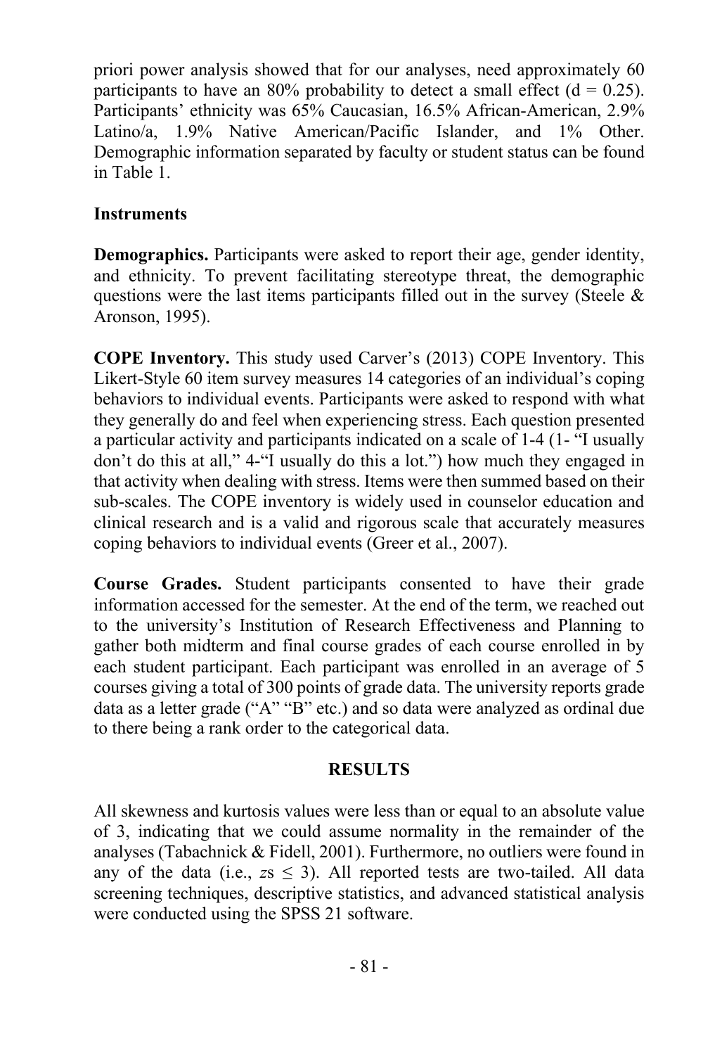priori power analysis showed that for our analyses, need approximately 60 participants to have an 80% probability to detect a small effect ($d = 0.25$). Participants' ethnicity was 65% Caucasian, 16.5% African-American, 2.9% Latino/a, 1.9% Native American/Pacific Islander, and 1% Other. Demographic information separated by faculty or student status can be found in Table 1.

### Instruments

**Demographics.** Participants were asked to report their age, gender identity, and ethnicity. To prevent facilitating stereotype threat, the demographic questions were the last items participants filled out in the survey (Steele & Aronson, 1995).

**COPE Inventory.** This study used Carver's (2013) COPE Inventory. This Likert-Style 60 item survey measures 14 categories of an individual's coping behaviors to individual events. Participants were asked to respond with what they generally do and feel when experiencing stress. Each question presented a particular activity and participants indicated on a scale of 1-4 (1- "I usually don't do this at all," 4-"I usually do this a lot.") how much they engaged in that activity when dealing with stress. Items were then summed based on their sub-scales. The COPE inventory is widely used in counselor education and clinical research and is a valid and rigorous scale that accurately measures coping behaviors to individual events (Greer et al., 2007).

**Course Grades.** Student participants consented to have their grade information accessed for the semester. At the end of the term, we reached out to the university's Institution of Research Effectiveness and Planning to gather both midterm and final course grades of each course enrolled in by each student participant. Each participant was enrolled in an average of 5 courses giving a total of 300 points of grade data. The university reports grade data as a letter grade ("A" "B" etc.) and so data were analyzed as ordinal due to there being a rank order to the categorical data.

## RESULTS

All skewness and kurtosis values were less than or equal to an absolute value of 3, indicating that we could assume normality in the remainder of the analyses (Tabachnick & Fidell, 2001). Furthermore, no outliers were found in any of the data (i.e., $z\text{s} \leq 3$). All reported tests are two-tailed. All data screening techniques, descriptive statistics, and advanced statistical analysis were conducted using the SPSS 21 software.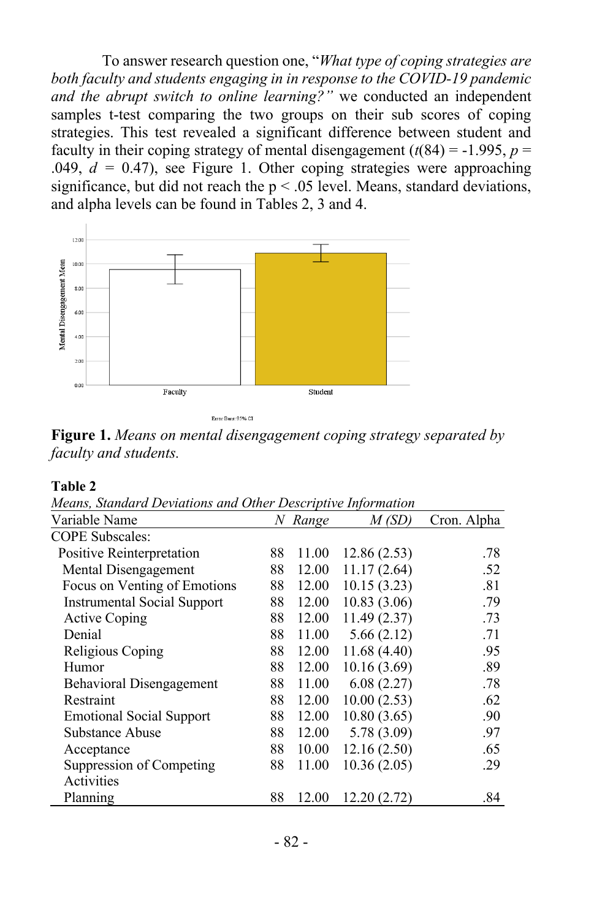To answer research question one, "*What type of coping strategies are both faculty and students engaging in in response to the COVID-19 pandemic and the abrupt switch to online learning?*" we conducted an independent samples t-test comparing the two groups on their sub scores of coping strategies. This test revealed a significant difference between student and faculty in their coping strategy of mental disengagement ($t(84) = -1.995$, $p = .049$, $d = 0.47$), see Figure 1. Other coping strategies were approaching significance, but did not reach the $p < .05$ level. Means, standard deviations, and alpha levels can be found in Tables 2, 3 and 4.

**Figure 1.** *Means on mental disengagement coping strategy separated by faculty and students.*

**Table 2**

*Means, Standard Deviations and Other Descriptive Information*

| Variable Name | *N* | *Range* | *M (SD)* | Cron. Alpha |
|---|---|---|---|---|
| COPE Subscales: | | | | |
| Positive Reinterpretation | 88 | 11.00 | 12.86 (2.53) | .78 |
| Mental Disengagement | 88 | 12.00 | 11.17 (2.64) | .52 |
| Focus on Venting of Emotions | 88 | 12.00 | 10.15 (3.23) | .81 |
| Instrumental Social Support | 88 | 12.00 | 10.83 (3.06) | .79 |
| Active Coping | 88 | 12.00 | 11.49 (2.37) | .73 |
| Denial | 88 | 11.00 | 5.66 (2.12) | .71 |
| Religious Coping | 88 | 12.00 | 11.68 (4.40) | .95 |
| Humor | 88 | 12.00 | 10.16 (3.69) | .89 |
| Behavioral Disengagement | 88 | 11.00 | 6.08 (2.27) | .78 |
| Restraint | 88 | 12.00 | 10.00 (2.53) | .62 |
| Emotional Social Support | 88 | 12.00 | 10.80 (3.65) | .90 |
| Substance Abuse | 88 | 12.00 | 5.78 (3.09) | .97 |
| Acceptance | 88 | 10.00 | 12.16 (2.50) | .65 |
| Suppression of Competing Activities | 88 | 11.00 | 10.36 (2.05) | .29 |
| Planning | 88 | 12.00 | 12.20 (2.72) | .84 |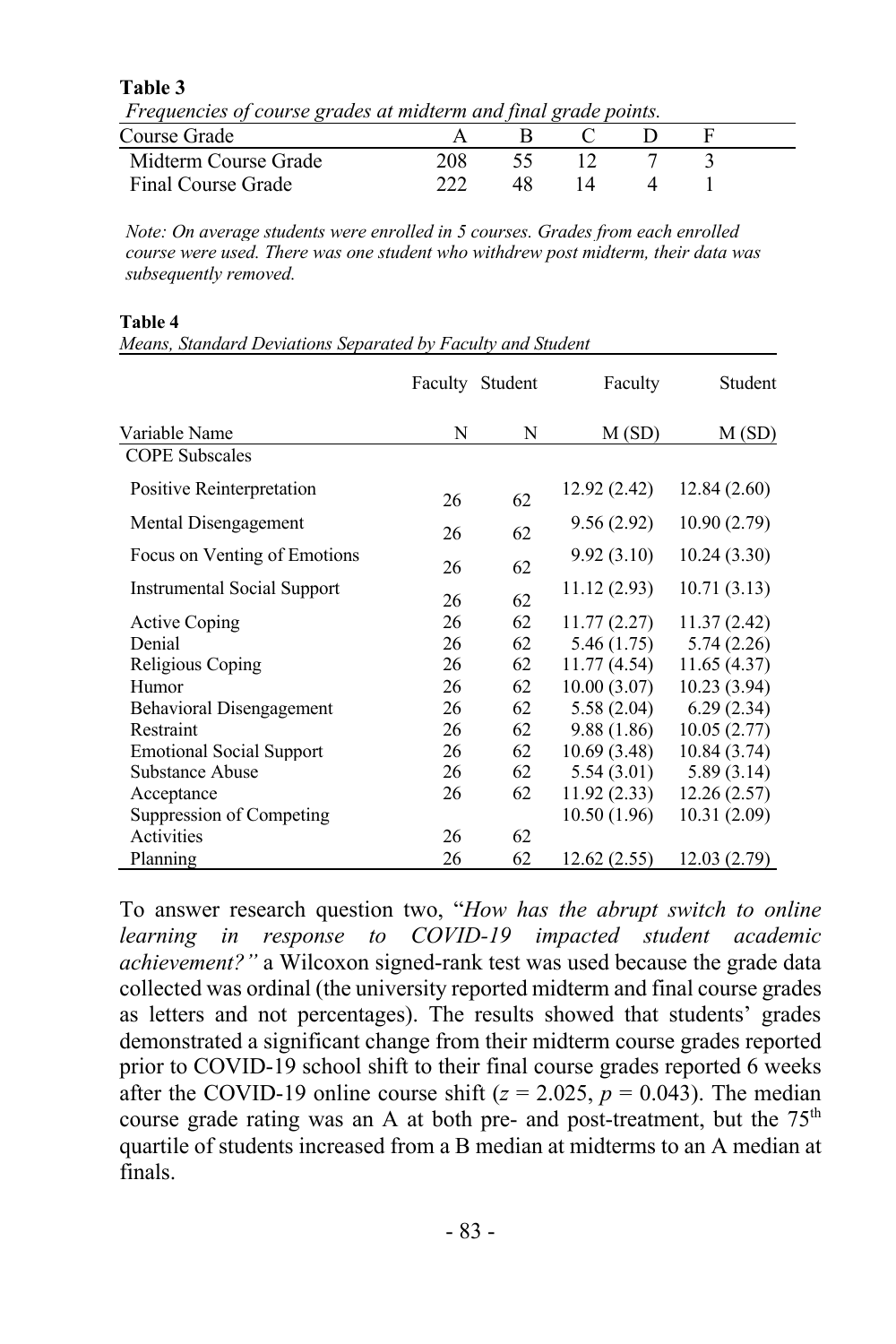**Table 3**

*Frequencies of course grades at midterm and final grade points.*

| Course Grade | A | B | C | D | F |
|---|---|---|---|---|---|
| Midterm Course Grade | 208 | 55 | 12 | 7 | 3 |
| Final Course Grade | 222 | 48 | 14 | 4 | 1 |

*Note: On average students were enrolled in 5 courses. Grades from each enrolled course were used. There was one student who withdrew post midterm, their data was subsequently removed.*

**Table 4**

*Means, Standard Deviations Separated by Faculty and Student*

| Variable Name | Faculty N | Student N | Faculty M (SD) | Student M (SD) |
|---|---|---|---|---|
| COPE Subscales | | | | |
| Positive Reinterpretation | 26 | 62 | 12.92 (2.42) | 12.84 (2.60) |
| Mental Disengagement | 26 | 62 | 9.56 (2.92) | 10.90 (2.79) |
| Focus on Venting of Emotions | 26 | 62 | 9.92 (3.10) | 10.24 (3.30) |
| Instrumental Social Support | 26 | 62 | 11.12 (2.93) | 10.71 (3.13) |
| Active Coping | 26 | 62 | 11.77 (2.27) | 11.37 (2.42) |
| Denial | 26 | 62 | 5.46 (1.75) | 5.74 (2.26) |
| Religious Coping | 26 | 62 | 11.77 (4.54) | 11.65 (4.37) |
| Humor | 26 | 62 | 10.00 (3.07) | 10.23 (3.94) |
| Behavioral Disengagement | 26 | 62 | 5.58 (2.04) | 6.29 (2.34) |
| Restraint | 26 | 62 | 9.88 (1.86) | 10.05 (2.77) |
| Emotional Social Support | 26 | 62 | 10.69 (3.48) | 10.84 (3.74) |
| Substance Abuse | 26 | 62 | 5.54 (3.01) | 5.89 (3.14) |
| Acceptance | 26 | 62 | 11.92 (2.33) | 12.26 (2.57) |
| Suppression of Competing Activities | 26 | 62 | 10.50 (1.96) | 10.31 (2.09) |
| Planning | 26 | 62 | 12.62 (2.55) | 12.03 (2.79) |

To answer research question two, "*How has the abrupt switch to online learning in response to COVID-19 impacted student academic achievement?"* a Wilcoxon signed-rank test was used because the grade data collected was ordinal (the university reported midterm and final course grades as letters and not percentages). The results showed that students' grades demonstrated a significant change from their midterm course grades reported prior to COVID-19 school shift to their final course grades reported 6 weeks after the COVID-19 online course shift ($z = 2.025$, $p = 0.043$). The median course grade rating was an A at both pre- and post-treatment, but the 75th quartile of students increased from a B median at midterms to an A median at finals.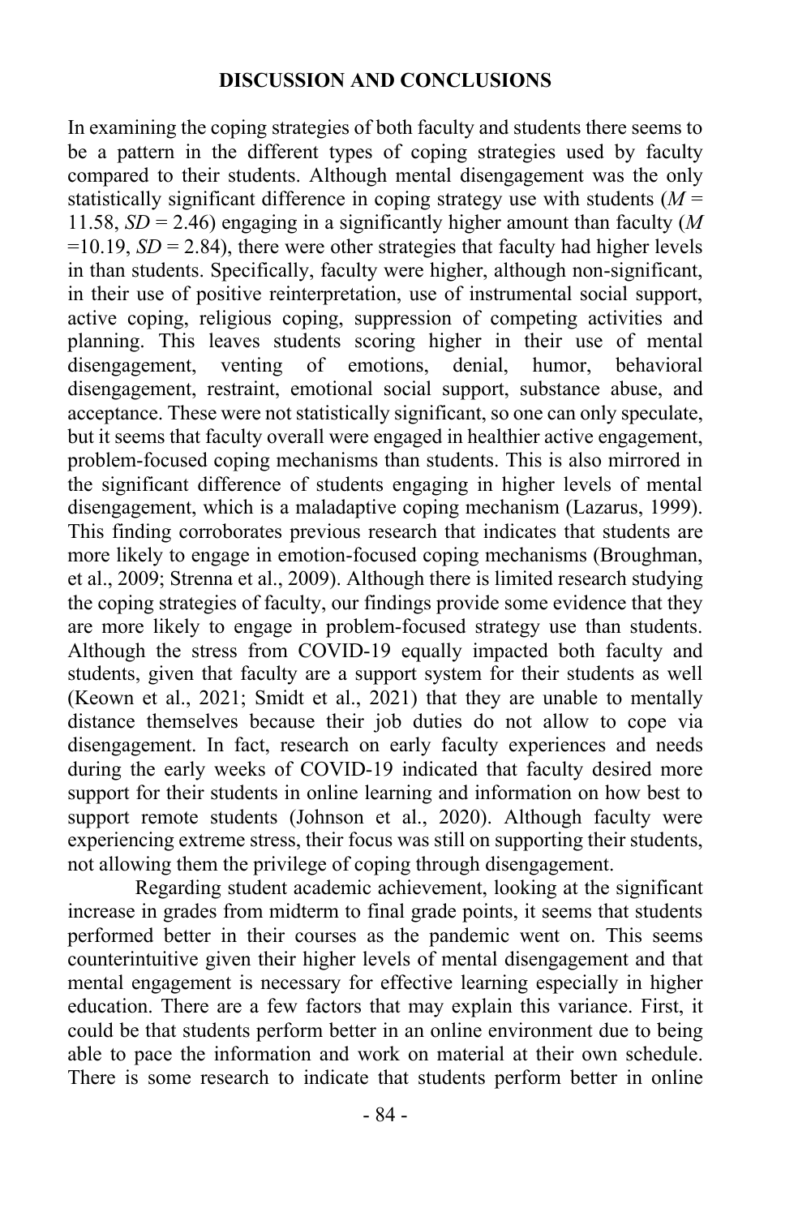## DISCUSSION AND CONCLUSIONS

In examining the coping strategies of both faculty and students there seems to be a pattern in the different types of coping strategies used by faculty compared to their students. Although mental disengagement was the only statistically significant difference in coping strategy use with students ($M$ = 11.58, $SD$ = 2.46) engaging in a significantly higher amount than faculty ($M$ =10.19, $SD$ = 2.84), there were other strategies that faculty had higher levels in than students. Specifically, faculty were higher, although non-significant, in their use of positive reinterpretation, use of instrumental social support, active coping, religious coping, suppression of competing activities and planning. This leaves students scoring higher in their use of mental disengagement, venting of emotions, denial, humor, behavioral disengagement, restraint, emotional social support, substance abuse, and acceptance. These were not statistically significant, so one can only speculate, but it seems that faculty overall were engaged in healthier active engagement, problem-focused coping mechanisms than students. This is also mirrored in the significant difference of students engaging in higher levels of mental disengagement, which is a maladaptive coping mechanism (Lazarus, 1999). This finding corroborates previous research that indicates that students are more likely to engage in emotion-focused coping mechanisms (Broughman, et al., 2009; Strenna et al., 2009). Although there is limited research studying the coping strategies of faculty, our findings provide some evidence that they are more likely to engage in problem-focused strategy use than students. Although the stress from COVID-19 equally impacted both faculty and students, given that faculty are a support system for their students as well (Keown et al., 2021; Smidt et al., 2021) that they are unable to mentally distance themselves because their job duties do not allow to cope via disengagement. In fact, research on early faculty experiences and needs during the early weeks of COVID-19 indicated that faculty desired more support for their students in online learning and information on how best to support remote students (Johnson et al., 2020). Although faculty were experiencing extreme stress, their focus was still on supporting their students, not allowing them the privilege of coping through disengagement.

Regarding student academic achievement, looking at the significant increase in grades from midterm to final grade points, it seems that students performed better in their courses as the pandemic went on. This seems counterintuitive given their higher levels of mental disengagement and that mental engagement is necessary for effective learning especially in higher education. There are a few factors that may explain this variance. First, it could be that students perform better in an online environment due to being able to pace the information and work on material at their own schedule. There is some research to indicate that students perform better in online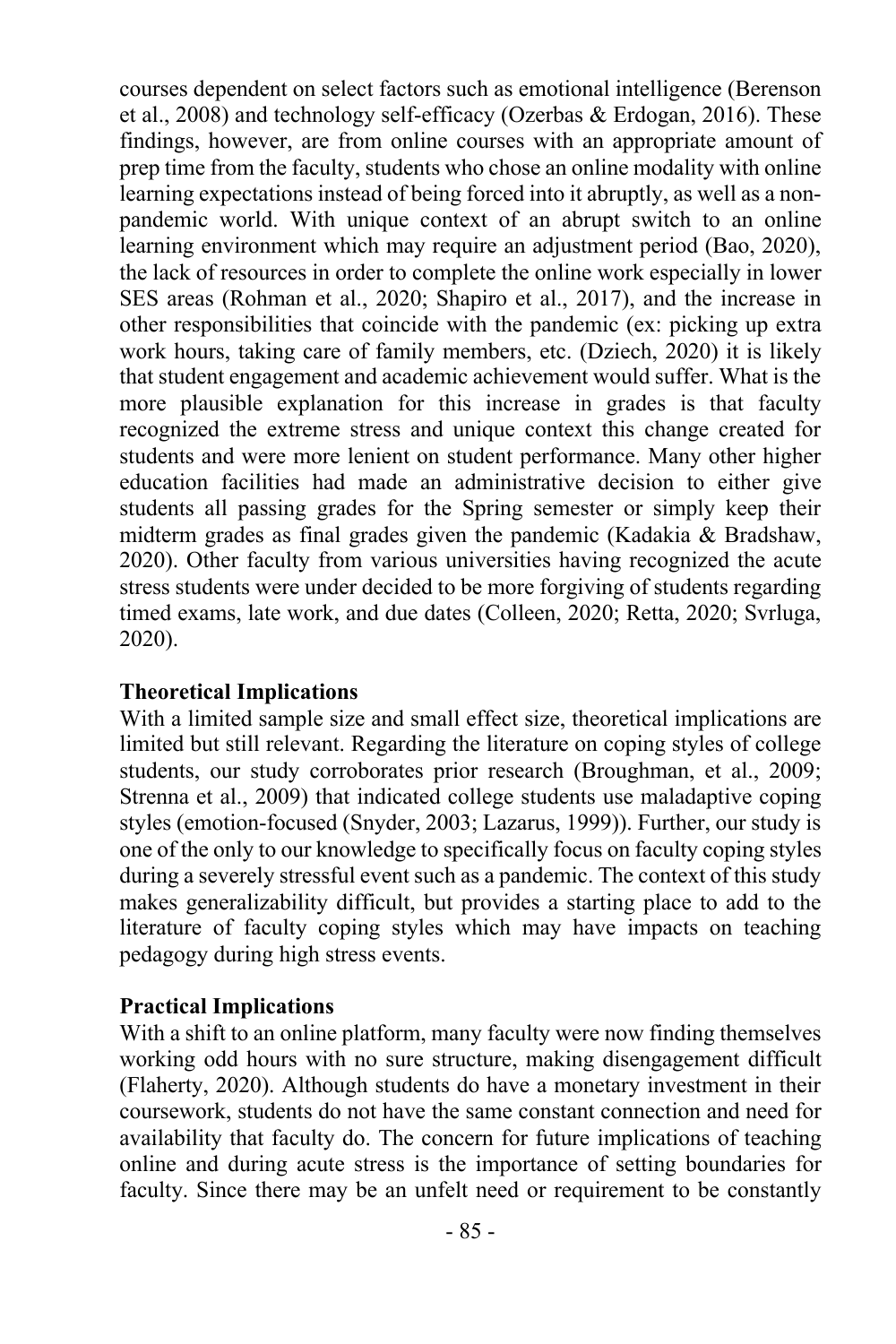courses dependent on select factors such as emotional intelligence (Berenson et al., 2008) and technology self-efficacy (Ozerbas & Erdogan, 2016). These findings, however, are from online courses with an appropriate amount of prep time from the faculty, students who chose an online modality with online learning expectations instead of being forced into it abruptly, as well as a non-pandemic world. With unique context of an abrupt switch to an online learning environment which may require an adjustment period (Bao, 2020), the lack of resources in order to complete the online work especially in lower SES areas (Rohman et al., 2020; Shapiro et al., 2017), and the increase in other responsibilities that coincide with the pandemic (ex: picking up extra work hours, taking care of family members, etc. (Dziech, 2020) it is likely that student engagement and academic achievement would suffer. What is the more plausible explanation for this increase in grades is that faculty recognized the extreme stress and unique context this change created for students and were more lenient on student performance. Many other higher education facilities had made an administrative decision to either give students all passing grades for the Spring semester or simply keep their midterm grades as final grades given the pandemic (Kadakia & Bradshaw, 2020). Other faculty from various universities having recognized the acute stress students were under decided to be more forgiving of students regarding timed exams, late work, and due dates (Colleen, 2020; Retta, 2020; Svrluga, 2020).

**Theoretical Implications**

With a limited sample size and small effect size, theoretical implications are limited but still relevant. Regarding the literature on coping styles of college students, our study corroborates prior research (Broughman, et al., 2009; Strenna et al., 2009) that indicated college students use maladaptive coping styles (emotion-focused (Snyder, 2003; Lazarus, 1999)). Further, our study is one of the only to our knowledge to specifically focus on faculty coping styles during a severely stressful event such as a pandemic. The context of this study makes generalizability difficult, but provides a starting place to add to the literature of faculty coping styles which may have impacts on teaching pedagogy during high stress events.

**Practical Implications**

With a shift to an online platform, many faculty were now finding themselves working odd hours with no sure structure, making disengagement difficult (Flaherty, 2020). Although students do have a monetary investment in their coursework, students do not have the same constant connection and need for availability that faculty do. The concern for future implications of teaching online and during acute stress is the importance of setting boundaries for faculty. Since there may be an unfelt need or requirement to be constantly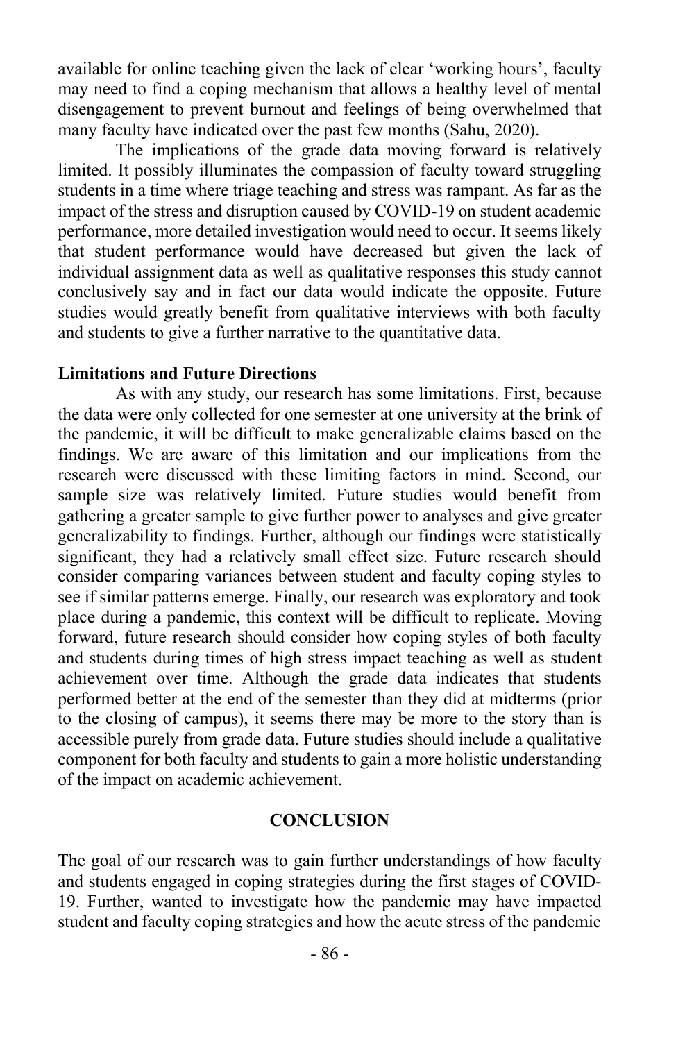available for online teaching given the lack of clear 'working hours', faculty may need to find a coping mechanism that allows a healthy level of mental disengagement to prevent burnout and feelings of being overwhelmed that many faculty have indicated over the past few months (Sahu, 2020).

The implications of the grade data moving forward is relatively limited. It possibly illuminates the compassion of faculty toward struggling students in a time where triage teaching and stress was rampant. As far as the impact of the stress and disruption caused by COVID-19 on student academic performance, more detailed investigation would need to occur. It seems likely that student performance would have decreased but given the lack of individual assignment data as well as qualitative responses this study cannot conclusively say and in fact our data would indicate the opposite. Future studies would greatly benefit from qualitative interviews with both faculty and students to give a further narrative to the quantitative data.

**Limitations and Future Directions**

As with any study, our research has some limitations. First, because the data were only collected for one semester at one university at the brink of the pandemic, it will be difficult to make generalizable claims based on the findings. We are aware of this limitation and our implications from the research were discussed with these limiting factors in mind. Second, our sample size was relatively limited. Future studies would benefit from gathering a greater sample to give further power to analyses and give greater generalizability to findings. Further, although our findings were statistically significant, they had a relatively small effect size. Future research should consider comparing variances between student and faculty coping styles to see if similar patterns emerge. Finally, our research was exploratory and took place during a pandemic, this context will be difficult to replicate. Moving forward, future research should consider how coping styles of both faculty and students during times of high stress impact teaching as well as student achievement over time. Although the grade data indicates that students performed better at the end of the semester than they did at midterms (prior to the closing of campus), it seems there may be more to the story than is accessible purely from grade data. Future studies should include a qualitative component for both faculty and students to gain a more holistic understanding of the impact on academic achievement.

## CONCLUSION

The goal of our research was to gain further understandings of how faculty and students engaged in coping strategies during the first stages of COVID-19. Further, wanted to investigate how the pandemic may have impacted student and faculty coping strategies and how the acute stress of the pandemic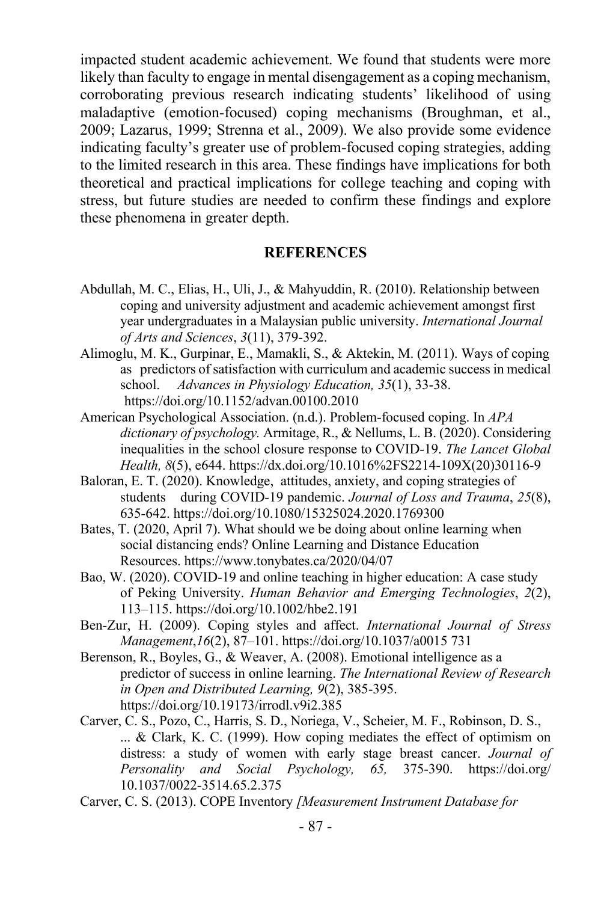impacted student academic achievement. We found that students were more likely than faculty to engage in mental disengagement as a coping mechanism, corroborating previous research indicating students' likelihood of using maladaptive (emotion-focused) coping mechanisms (Broughman, et al., 2009; Lazarus, 1999; Strenna et al., 2009). We also provide some evidence indicating faculty's greater use of problem-focused coping strategies, adding to the limited research in this area. These findings have implications for both theoretical and practical implications for college teaching and coping with stress, but future studies are needed to confirm these findings and explore these phenomena in greater depth.

## REFERENCES

Abdullah, M. C., Elias, H., Uli, J., & Mahyuddin, R. (2010). Relationship between coping and university adjustment and academic achievement amongst first year undergraduates in a Malaysian public university. *International Journal of Arts and Sciences*, *3*(11), 379-392.

Alimoglu, M. K., Gurpinar, E., Mamakli, S., & Aktekin, M. (2011). Ways of coping as predictors of satisfaction with curriculum and academic success in medical school. *Advances in Physiology Education, 35*(1), 33-38. https://doi.org/10.1152/advan.00100.2010

American Psychological Association. (n.d.). Problem-focused coping. In *APA dictionary of psychology.* Armitage, R., & Nellums, L. B. (2020). Considering inequalities in the school closure response to COVID-19. *The Lancet Global Health, 8*(5), e644. https://dx.doi.org/10.1016%2FS2214-109X(20)30116-9

Baloran, E. T. (2020). Knowledge, attitudes, anxiety, and coping strategies of students during COVID-19 pandemic. *Journal of Loss and Trauma*, *25*(8), 635-642. https://doi.org/10.1080/15325024.2020.1769300

Bates, T. (2020, April 7). What should we be doing about online learning when social distancing ends? Online Learning and Distance Education Resources. https://www.tonybates.ca/2020/04/07

Bao, W. (2020). COVID-19 and online teaching in higher education: A case study of Peking University. *Human Behavior and Emerging Technologies*, *2*(2), 113–115. https://doi.org/10.1002/hbe2.191

Ben-Zur, H. (2009). Coping styles and affect. *International Journal of Stress Management*,*16*(2), 87–101. https://doi.org/10.1037/a0015 731

Berenson, R., Boyles, G., & Weaver, A. (2008). Emotional intelligence as a predictor of success in online learning. *The International Review of Research in Open and Distributed Learning, 9*(2), 385-395. https://doi.org/10.19173/irrodl.v9i2.385

Carver, C. S., Pozo, C., Harris, S. D., Noriega, V., Scheier, M. F., Robinson, D. S., ... & Clark, K. C. (1999). How coping mediates the effect of optimism on distress: a study of women with early stage breast cancer. *Journal of Personality and Social Psychology, 65,* 375-390. https://doi.org/ 10.1037/0022-3514.65.2.375

Carver, C. S. (2013). COPE Inventory *[Measurement Instrument Database for*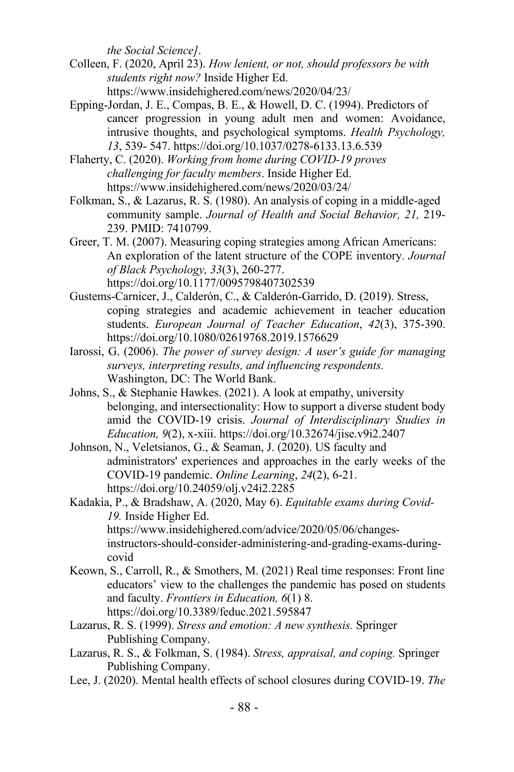*the Social Science]*.

Colleen, F. (2020, April 23). *How lenient, or not, should professors be with students right now?* Inside Higher Ed. https://www.insidehighered.com/news/2020/04/23/

Epping-Jordan, J. E., Compas, B. E., & Howell, D. C. (1994). Predictors of cancer progression in young adult men and women: Avoidance, intrusive thoughts, and psychological symptoms. *Health Psychology, 13*, 539- 547. https://doi.org/10.1037/0278-6133.13.6.539

Flaherty, C. (2020). *Working from home during COVID-19 proves challenging for faculty members*. Inside Higher Ed. https://www.insidehighered.com/news/2020/03/24/

Folkman, S., & Lazarus, R. S. (1980). An analysis of coping in a middle-aged community sample. *Journal of Health and Social Behavior, 21,* 219-239. PMID: 7410799.

Greer, T. M. (2007). Measuring coping strategies among African Americans: An exploration of the latent structure of the COPE inventory. *Journal of Black Psychology, 33*(3), 260-277. https://doi.org/10.1177/0095798407302539

Gustems-Carnicer, J., Calderón, C., & Calderón-Garrido, D. (2019). Stress, coping strategies and academic achievement in teacher education students. *European Journal of Teacher Education*, *42*(3), 375-390. https://doi.org/10.1080/02619768.2019.1576629

Iarossi, G. (2006). *The power of survey design: A user's guide for managing surveys, interpreting results, and influencing respondents.* Washington, DC: The World Bank.

Johns, S., & Stephanie Hawkes. (2021). A look at empathy, university belonging, and intersectionality: How to support a diverse student body amid the COVID-19 crisis. *Journal of Interdisciplinary Studies in Education, 9*(2), x-xiii. https://doi.org/10.32674/jise.v9i2.2407

Johnson, N., Veletsianos, G., & Seaman, J. (2020). US faculty and administrators' experiences and approaches in the early weeks of the COVID-19 pandemic. *Online Learning*, *24*(2), 6-21. https://doi.org/10.24059/olj.v24i2.2285

Kadakia, P., & Bradshaw, A. (2020, May 6). *Equitable exams during Covid-19.* Inside Higher Ed. https://www.insidehighered.com/advice/2020/05/06/changes-instructors-should-consider-administering-and-grading-exams-during-covid

Keown, S., Carroll, R., & Smothers, M. (2021) Real time responses: Front line educators' view to the challenges the pandemic has posed on students and faculty. *Frontiers in Education, 6*(1) 8. https://doi.org/10.3389/feduc.2021.595847

Lazarus, R. S. (1999). *Stress and emotion: A new synthesis.* Springer Publishing Company.

Lazarus, R. S., & Folkman, S. (1984). *Stress, appraisal, and coping.* Springer Publishing Company.

Lee, J. (2020). Mental health effects of school closures during COVID-19. *The*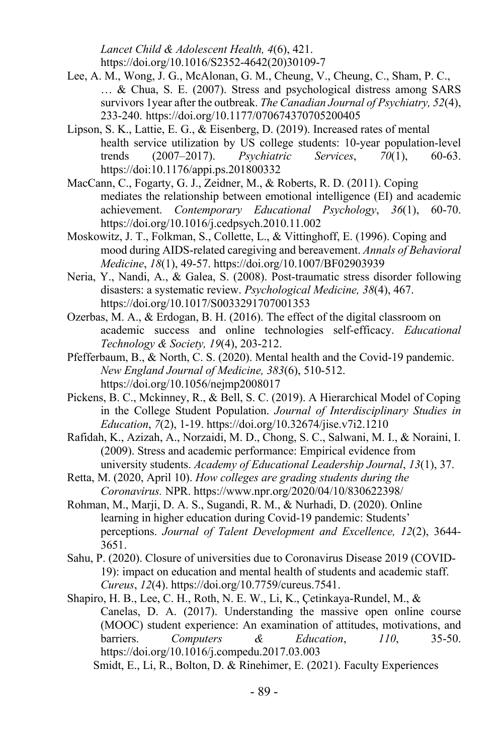*Lancet Child & Adolescent Health, 4*(6), 421. https://doi.org/10.1016/S2352-4642(20)30109-7

Lee, A. M., Wong, J. G., McAlonan, G. M., Cheung, V., Cheung, C., Sham, P. C., … & Chua, S. E. (2007). Stress and psychological distress among SARS survivors 1year after the outbreak. *The Canadian Journal of Psychiatry, 52*(4), 233-240. https://doi.org/10.1177/070674370705200405

Lipson, S. K., Lattie, E. G., & Eisenberg, D. (2019). Increased rates of mental health service utilization by US college students: 10-year population-level trends (2007–2017). *Psychiatric Services*, *70*(1), 60-63. https://doi:10.1176/appi.ps.201800332

MacCann, C., Fogarty, G. J., Zeidner, M., & Roberts, R. D. (2011). Coping mediates the relationship between emotional intelligence (EI) and academic achievement. *Contemporary Educational Psychology*, *36*(1), 60-70. https://doi.org/10.1016/j.cedpsych.2010.11.002

Moskowitz, J. T., Folkman, S., Collette, L., & Vittinghoff, E. (1996). Coping and mood during AIDS-related caregiving and bereavement. *Annals of Behavioral Medicine*, *18*(1), 49-57. https://doi.org/10.1007/BF02903939

Neria, Y., Nandi, A., & Galea, S. (2008). Post-traumatic stress disorder following disasters: a systematic review. *Psychological Medicine, 38*(4), 467. https://doi.org/10.1017/S0033291707001353

Ozerbas, M. A., & Erdogan, B. H. (2016). The effect of the digital classroom on academic success and online technologies self-efficacy. *Educational Technology & Society, 19*(4), 203-212.

Pfefferbaum, B., & North, C. S. (2020). Mental health and the Covid-19 pandemic. *New England Journal of Medicine, 383*(6), 510-512. https://doi.org/10.1056/nejmp2008017

Pickens, B. C., Mckinney, R., & Bell, S. C. (2019). A Hierarchical Model of Coping in the College Student Population. *Journal of Interdisciplinary Studies in Education*, *7*(2), 1-19. https://doi.org/10.32674/jise.v7i2.1210

Rafidah, K., Azizah, A., Norzaidi, M. D., Chong, S. C., Salwani, M. I., & Noraini, I. (2009). Stress and academic performance: Empirical evidence from university students. *Academy of Educational Leadership Journal*, *13*(1), 37.

Retta, M. (2020, April 10). *How colleges are grading students during the Coronavirus.* NPR. https://www.npr.org/2020/04/10/830622398/

Rohman, M., Marji, D. A. S., Sugandi, R. M., & Nurhadi, D. (2020). Online learning in higher education during Covid-19 pandemic: Students' perceptions. *Journal of Talent Development and Excellence, 12*(2), 3644-3651.

Sahu, P. (2020). Closure of universities due to Coronavirus Disease 2019 (COVID-19): impact on education and mental health of students and academic staff. *Cureus*, *12*(4). https://doi.org/10.7759/cureus.7541.

Shapiro, H. B., Lee, C. H., Roth, N. E. W., Li, K., Çetinkaya-Rundel, M., & Canelas, D. A. (2017). Understanding the massive open online course (MOOC) student experience: An examination of attitudes, motivations, and barriers. *Computers & Education*, *110*, 35-50. https://doi.org/10.1016/j.compedu.2017.03.003

Smidt, E., Li, R., Bolton, D. & Rinehimer, E. (2021). Faculty Experiences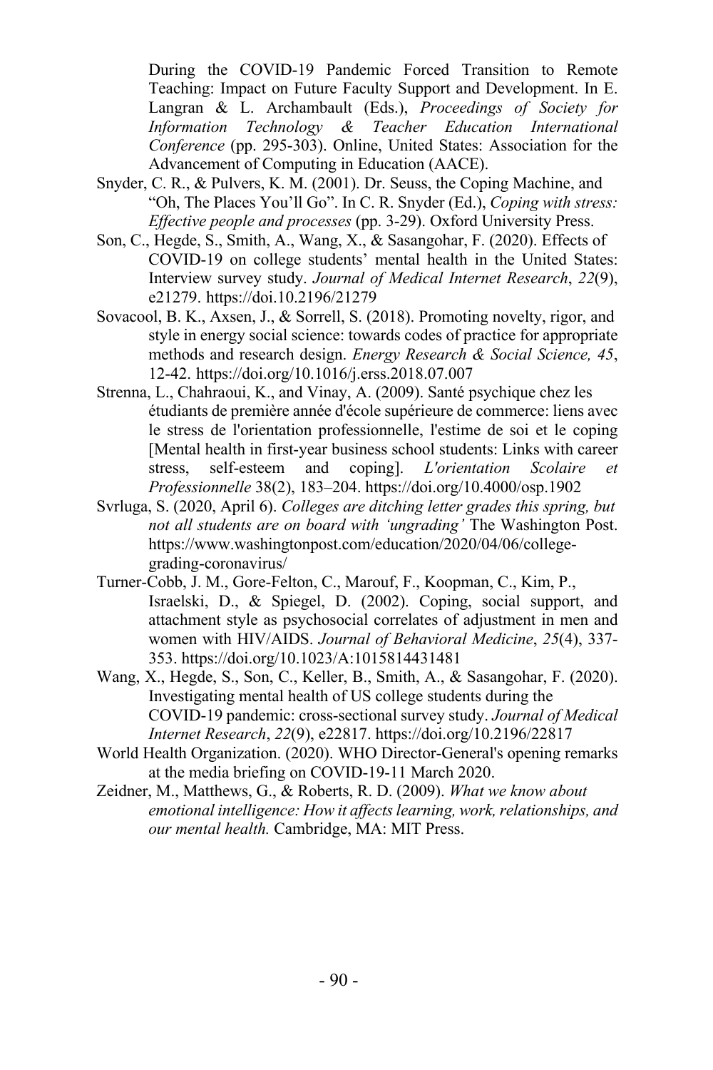During the COVID-19 Pandemic Forced Transition to Remote Teaching: Impact on Future Faculty Support and Development. In E. Langran & L. Archambault (Eds.), *Proceedings of Society for Information Technology & Teacher Education International Conference* (pp. 295-303). Online, United States: Association for the Advancement of Computing in Education (AACE).

Snyder, C. R., & Pulvers, K. M. (2001). Dr. Seuss, the Coping Machine, and "Oh, The Places You'll Go". In C. R. Snyder (Ed.), *Coping with stress: Effective people and processes* (pp. 3-29). Oxford University Press.

Son, C., Hegde, S., Smith, A., Wang, X., & Sasangohar, F. (2020). Effects of COVID-19 on college students' mental health in the United States: Interview survey study. *Journal of Medical Internet Research*, *22*(9), e21279. https://doi.10.2196/21279

Sovacool, B. K., Axsen, J., & Sorrell, S. (2018). Promoting novelty, rigor, and style in energy social science: towards codes of practice for appropriate methods and research design. *Energy Research & Social Science, 45*, 12-42. https://doi.org/10.1016/j.erss.2018.07.007

Strenna, L., Chahraoui, K., and Vinay, A. (2009). Santé psychique chez les étudiants de première année d'école supérieure de commerce: liens avec le stress de l'orientation professionnelle, l'estime de soi et le coping [Mental health in first-year business school students: Links with career stress, self-esteem and coping]. *L'orientation Scolaire et Professionnelle* 38(2), 183–204. https://doi.org/10.4000/osp.1902

Svrluga, S. (2020, April 6). *Colleges are ditching letter grades this spring, but not all students are on board with 'ungrading'* The Washington Post. https://www.washingtonpost.com/education/2020/04/06/college-grading-coronavirus/

Turner-Cobb, J. M., Gore-Felton, C., Marouf, F., Koopman, C., Kim, P., Israelski, D., & Spiegel, D. (2002). Coping, social support, and attachment style as psychosocial correlates of adjustment in men and women with HIV/AIDS. *Journal of Behavioral Medicine*, *25*(4), 337-353. https://doi.org/10.1023/A:1015814431481

Wang, X., Hegde, S., Son, C., Keller, B., Smith, A., & Sasangohar, F. (2020). Investigating mental health of US college students during the COVID-19 pandemic: cross-sectional survey study. *Journal of Medical Internet Research*, *22*(9), e22817. https://doi.org/10.2196/22817

World Health Organization. (2020). WHO Director-General's opening remarks at the media briefing on COVID-19-11 March 2020.

Zeidner, M., Matthews, G., & Roberts, R. D. (2009). *What we know about emotional intelligence: How it affects learning, work, relationships, and our mental health.* Cambridge, MA: MIT Press.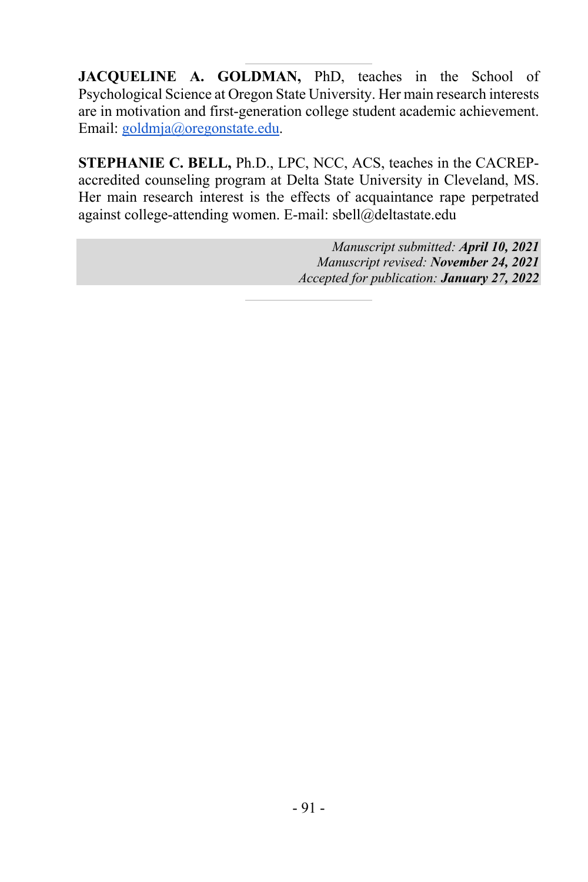**JACQUELINE A. GOLDMAN,** PhD, teaches in the School of Psychological Science at Oregon State University. Her main research interests are in motivation and first-generation college student academic achievement. Email: goldmja@oregonstate.edu.

**STEPHANIE C. BELL,** Ph.D., LPC, NCC, ACS, teaches in the CACREP-accredited counseling program at Delta State University in Cleveland, MS. Her main research interest is the effects of acquaintance rape perpetrated against college-attending women. E-mail: sbell@deltastate.edu

*Manuscript submitted:* ***April 10, 2021***
*Manuscript revised:* ***November 24, 2021***
*Accepted for publication:* ***January 27, 2022***